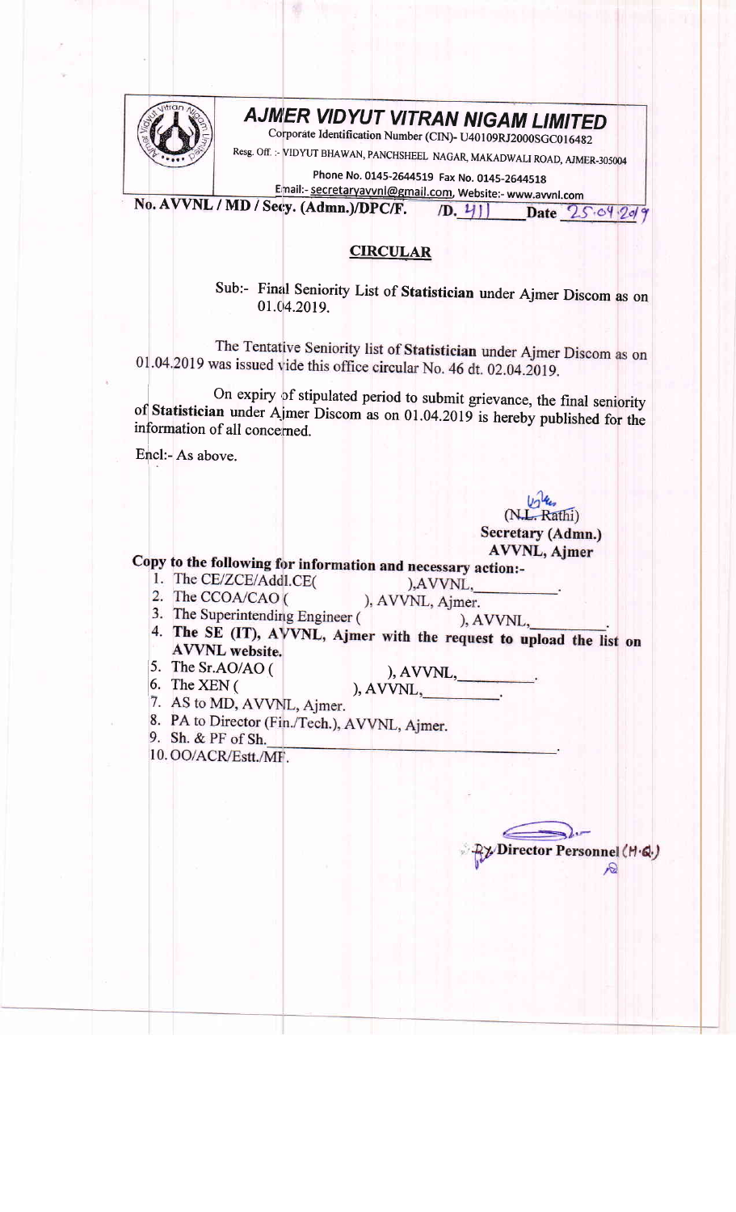# AJMER VIDYUT VITRAN NIGAM LIMITED

Corporate Identification Number (CIN)- U40109RJ2000SGC016482

Resg. Off. :- VIDYUT BHAWAN, PANCHSHEEL NAGAR, MAKADWALI ROAD, AJMER-305004

Phone No. 0145-2644519 Fax No. 0145-2644518

Email:- secretaryavvnl@gmail.com, Website:- www.avvnl.com

**No. AVVNL / MD / Secy. (Admn.)/DPC/F. /D. 411 Date 25.04.2019**

## CIRCULAR

Sub:- Final Seniority List of **Statistician** under Ajmer Discom as on 01.04.2019.

The Tentative Seniority list of **Statistician** under Ajmer Discom as on 01.04.2019 was issued vide this office circular No. 46 dt. 02.04.2019.

On expiry of stipulated period to submit grievance, the final seniority of **Statistician** under Ajmer Discom as on 01.04.2019 is hereby published for the information of all concerned.

Encl:- As above.

(N.L. Rathi)
**Secretary (Admn.)**
**AVVNL, Ajmer**

**Copy to the following for information and necessary action:-**

1. The CE/ZCE/Addl.CE( ),AVVNL,\_\_\_\_\_\_\_\_\_\_.
2. The CCOA/CAO ( ), AVVNL, Ajmer.
3. The Superintending Engineer ( ), AVVNL,\_\_\_\_\_\_\_\_\_\_.
4. **The SE (IT), AVVNL, Ajmer with the request to upload the list on AVVNL website.**
5. The Sr.AO/AO ( ), AVVNL,\_\_\_\_\_\_\_\_\_\_.
6. The XEN ( ), AVVNL,\_\_\_\_\_\_\_\_\_\_.
7. AS to MD, AVVNL, Ajmer.
8. PA to Director (Fin./Tech.), AVVNL, Ajmer.
9. Sh. & PF of Sh.\_\_\_\_\_\_\_\_\_\_\_\_\_\_\_\_\_\_\_\_.
10. OO/ACR/Estt./MF.

Dy. Director Personnel (H.Q.)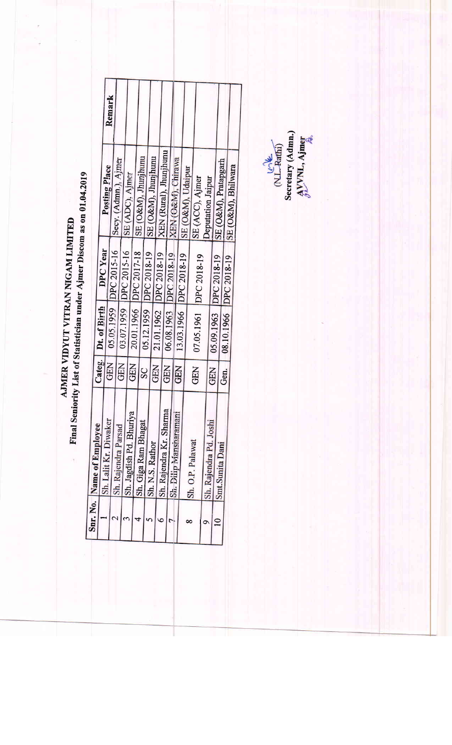# AJMER VIDYUT VITRAN NIGAM LIMITED

## Final Seniority List of Statistician under Ajmer Discom as on 01.04.2019

| Snr. No. | Name of Employee | Categ. | Dt. of Birth | DPC Year | Posting Place | Remark |
|---|---|---|---|---|---|---|
| 1 | Sh. Lalit Kr. Diwaker | GEN | 05.05.1959 | DPC 2015-16 | Secy. (Admn.), Ajmer | |
| 2 | Sh. Rajendra Parsad | GEN | 03.07.1959 | DPC 2015-16 | SE (ADC), Ajmer | |
| 3 | Sh. Jagdish Pd. Bhuriya | GEN | 20.01.1966 | DPC 2017-18 | SE (O&M), Jhunjhunu | |
| 4 | Sh. Giga Ram Bhagat | SC | 05.12.1959 | DPC 2018-19 | SE (O&M), Jhunjhunu | |
| 5 | Sh. N.S. Rathor | GEN | 21.01.1962 | DPC 2018-19 | XEN (Rural), Jhunjhunu | |
| 6 | Sh. Rajendra Kr. Sharma | GEN | 06.08.1963 | DPC 2018-19 | XEN (O&M), Chirawa | |
| 7 | Sh. Dilip Mansharamani | GEN | 13.03.1966 | DPC 2018-19 | SE (O&M), Udaipur | |
| 8 | Sh. O.P. Palawat | GEN | 07.05.1961 | DPC 2018-19 | SE (ACC), Ajmer<br>Deputation Jaipur | |
| 9 | Sh. Rajendra Pd. Joshi | GEN | 05.09.1963 | DPC 2018-19 | SE (O&M), Pratapgarh | |
| 10 | Smt.Sunita Dani | Gen. | 08.10.1966 | DPC 2018-19 | SE (O&M), Bhilwara | |

(N.L. Rathi)
Secretary (Admn.)
AVVNL, Ajmer